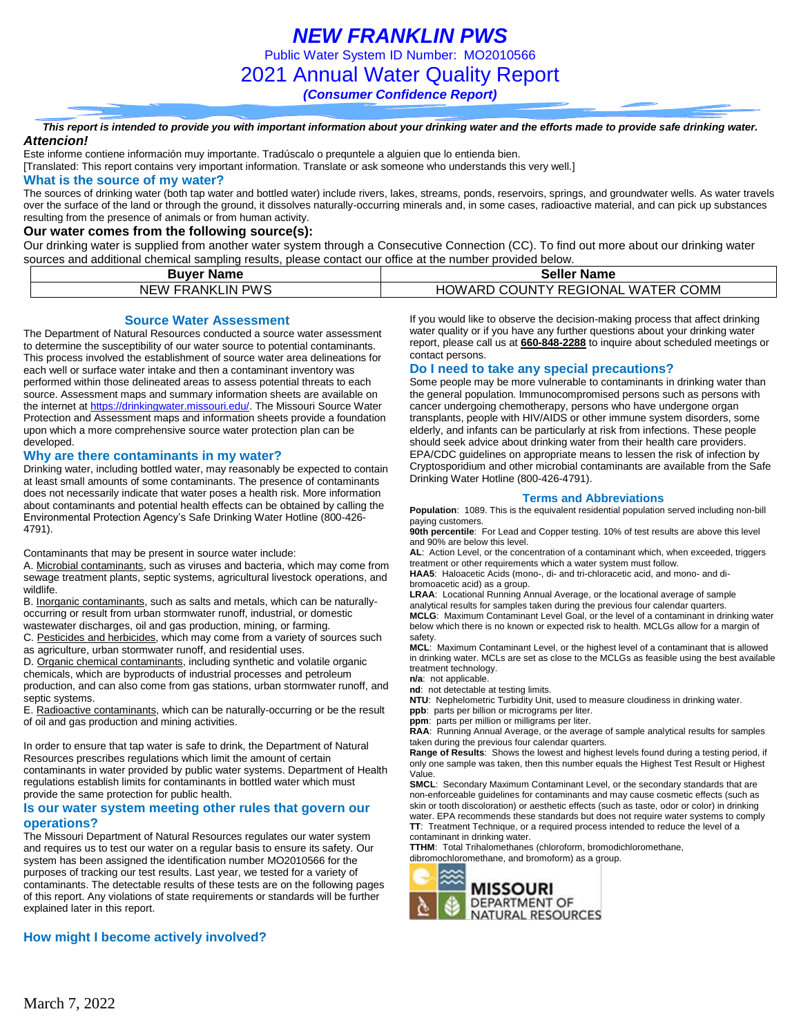# *NEW FRANKLIN PWS*

Public Water System ID Number: MO2010566

## 2021 Annual Water Quality Report

***(Consumer Confidence Report)***

***This report is intended to provide you with important information about your drinking water and the efforts made to provide safe drinking water.***

***Attencion!***

Este informe contiene información muy importante. Tradúscalo o prequntele a alguien que lo entienda bien.

[Translated: This report contains very important information. Translate or ask someone who understands this very well.]

### What is the source of my water?

The sources of drinking water (both tap water and bottled water) include rivers, lakes, streams, ponds, reservoirs, springs, and groundwater wells. As water travels over the surface of the land or through the ground, it dissolves naturally-occurring minerals and, in some cases, radioactive material, and can pick up substances resulting from the presence of animals or from human activity.

### Our water comes from the following source(s):

Our drinking water is supplied from another water system through a Consecutive Connection (CC). To find out more about our drinking water sources and additional chemical sampling results, please contact our office at the number provided below.

| Buyer Name | Seller Name |
|---|---|
| NEW FRANKLIN PWS | HOWARD COUNTY REGIONAL WATER COMM |

### Source Water Assessment

The Department of Natural Resources conducted a source water assessment to determine the susceptibility of our water source to potential contaminants. This process involved the establishment of source water area delineations for each well or surface water intake and then a contaminant inventory was performed within those delineated areas to assess potential threats to each source. Assessment maps and summary information sheets are available on the internet at https://drinkingwater.missouri.edu/. The Missouri Source Water Protection and Assessment maps and information sheets provide a foundation upon which a more comprehensive source water protection plan can be developed.

### Why are there contaminants in my water?

Drinking water, including bottled water, may reasonably be expected to contain at least small amounts of some contaminants. The presence of contaminants does not necessarily indicate that water poses a health risk. More information about contaminants and potential health effects can be obtained by calling the Environmental Protection Agency's Safe Drinking Water Hotline (800-426-4791).

Contaminants that may be present in source water include:

A. Microbial contaminants, such as viruses and bacteria, which may come from sewage treatment plants, septic systems, agricultural livestock operations, and wildlife.

B. Inorganic contaminants, such as salts and metals, which can be naturally-occurring or result from urban stormwater runoff, industrial, or domestic wastewater discharges, oil and gas production, mining, or farming.

C. Pesticides and herbicides, which may come from a variety of sources such as agriculture, urban stormwater runoff, and residential uses.

D. Organic chemical contaminants, including synthetic and volatile organic chemicals, which are byproducts of industrial processes and petroleum production, and can also come from gas stations, urban stormwater runoff, and septic systems.

E. Radioactive contaminants, which can be naturally-occurring or be the result of oil and gas production and mining activities.

In order to ensure that tap water is safe to drink, the Department of Natural Resources prescribes regulations which limit the amount of certain contaminants in water provided by public water systems. Department of Health regulations establish limits for contaminants in bottled water which must provide the same protection for public health.

### Is our water system meeting other rules that govern our operations?

The Missouri Department of Natural Resources regulates our water system and requires us to test our water on a regular basis to ensure its safety. Our system has been assigned the identification number MO2010566 for the purposes of tracking our test results. Last year, we tested for a variety of contaminants. The detectable results of these tests are on the following pages of this report. Any violations of state requirements or standards will be further explained later in this report.

### How might I become actively involved?

If you would like to observe the decision-making process that affect drinking water quality or if you have any further questions about your drinking water report, please call us at **660-848-2288** to inquire about scheduled meetings or contact persons.

### Do I need to take any special precautions?

Some people may be more vulnerable to contaminants in drinking water than the general population. Immunocompromised persons such as persons with cancer undergoing chemotherapy, persons who have undergone organ transplants, people with HIV/AIDS or other immune system disorders, some elderly, and infants can be particularly at risk from infections. These people should seek advice about drinking water from their health care providers. EPA/CDC guidelines on appropriate means to lessen the risk of infection by Cryptosporidium and other microbial contaminants are available from the Safe Drinking Water Hotline (800-426-4791).

### Terms and Abbreviations

**Population**: 1089. This is the equivalent residential population served including non-bill paying customers.

**90th percentile**: For Lead and Copper testing. 10% of test results are above this level and 90% are below this level.

**AL**: Action Level, or the concentration of a contaminant which, when exceeded, triggers treatment or other requirements which a water system must follow.

**HAA5**: Haloacetic Acids (mono-, di- and tri-chloracetic acid, and mono- and di-bromoacetic acid) as a group.

**LRAA**: Locational Running Annual Average, or the locational average of sample analytical results for samples taken during the previous four calendar quarters.

**MCLG**: Maximum Contaminant Level Goal, or the level of a contaminant in drinking water below which there is no known or expected risk to health. MCLGs allow for a margin of safety.

**MCL**: Maximum Contaminant Level, or the highest level of a contaminant that is allowed in drinking water. MCLs are set as close to the MCLGs as feasible using the best available treatment technology.

**n/a**: not applicable.

**nd**: not detectable at testing limits.

**NTU**: Nephelometric Turbidity Unit, used to measure cloudiness in drinking water.

**ppb**: parts per billion or micrograms per liter.

**ppm**: parts per million or milligrams per liter.

**RAA**: Running Annual Average, or the average of sample analytical results for samples taken during the previous four calendar quarters.

**Range of Results**: Shows the lowest and highest levels found during a testing period, if only one sample was taken, then this number equals the Highest Test Result or Highest Value.

**SMCL**: Secondary Maximum Contaminant Level, or the secondary standards that are non-enforceable guidelines for contaminants and may cause cosmetic effects (such as skin or tooth discoloration) or aesthetic effects (such as taste, odor or color) in drinking water. EPA recommends these standards but does not require water systems to comply

**TT**: Treatment Technique, or a required process intended to reduce the level of a contaminant in drinking water.

**TTHM**: Total Trihalomethanes (chloroform, bromodichloromethane, dibromochloromethane, and bromoform) as a group.

MISSOURI DEPARTMENT OF NATURAL RESOURCES

March 7, 2022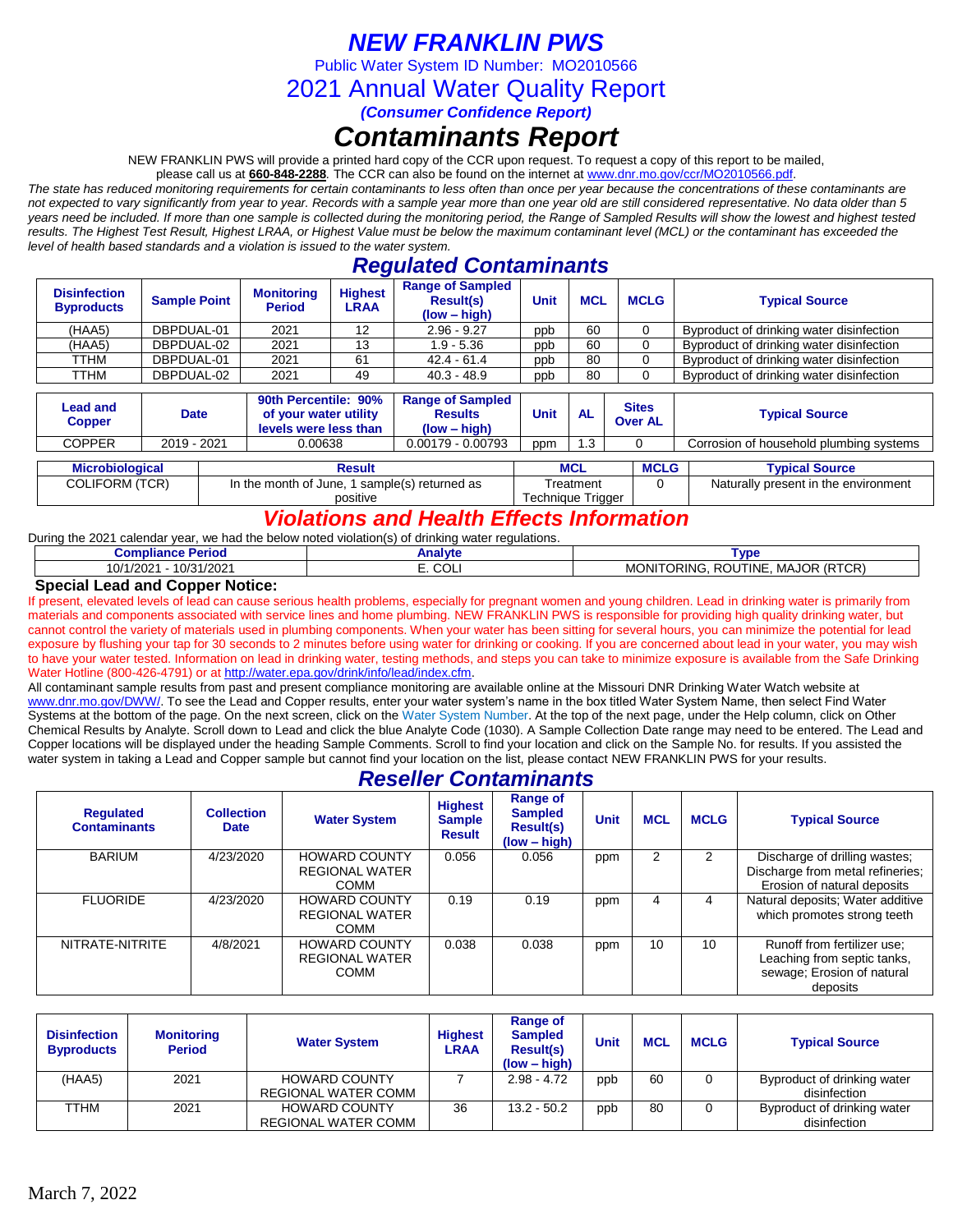# NEW FRANKLIN PWS

Public Water System ID Number: MO2010566

## 2021 Annual Water Quality Report

***(Consumer Confidence Report)***

# *Contaminants Report*

NEW FRANKLIN PWS will provide a printed hard copy of the CCR upon request. To request a copy of this report to be mailed, please call us at **660-848-2288**. The CCR can also be found on the internet at www.dnr.mo.gov/ccr/MO2010566.pdf.

*The state has reduced monitoring requirements for certain contaminants to less often than once per year because the concentrations of these contaminants are not expected to vary significantly from year to year. Records with a sample year more than one year old are still considered representative. No data older than 5 years need be included. If more than one sample is collected during the monitoring period, the Range of Sampled Results will show the lowest and highest tested results. The Highest Test Result, Highest LRAA, or Highest Value must be below the maximum contaminant level (MCL) or the contaminant has exceeded the level of health based standards and a violation is issued to the water system.*

## *Regulated Contaminants*

| Disinfection Byproducts | Sample Point | Monitoring Period | Highest LRAA | Range of Sampled Result(s) (low – high) | Unit | MCL | MCLG | Typical Source |
|---|---|---|---|---|---|---|---|---|
| (HAA5) | DBPDUAL-01 | 2021 | 12 | 2.96 - 9.27 | ppb | 60 | 0 | Byproduct of drinking water disinfection |
| (HAA5) | DBPDUAL-02 | 2021 | 13 | 1.9 - 5.36 | ppb | 60 | 0 | Byproduct of drinking water disinfection |
| TTHM | DBPDUAL-01 | 2021 | 61 | 42.4 - 61.4 | ppb | 80 | 0 | Byproduct of drinking water disinfection |
| TTHM | DBPDUAL-02 | 2021 | 49 | 40.3 - 48.9 | ppb | 80 | 0 | Byproduct of drinking water disinfection |

| Lead and Copper | Date | 90th Percentile: 90% of your water utility levels were less than | Range of Sampled Results (low – high) | Unit | AL | Sites Over AL | Typical Source |
|---|---|---|---|---|---|---|---|
| COPPER | 2019 - 2021 | 0.00638 | 0.00179 - 0.00793 | ppm | 1.3 | 0 | Corrosion of household plumbing systems |

| Microbiological | Result | MCL | MCLG | Typical Source |
|---|---|---|---|---|
| COLIFORM (TCR) | In the month of June, 1 sample(s) returned as positive | Treatment Technique Trigger | 0 | Naturally present in the environment |

## *Violations and Health Effects Information*

During the 2021 calendar year, we had the below noted violation(s) of drinking water regulations.

| Compliance Period | Analyte | Type |
|---|---|---|
| 10/1/2021 - 10/31/2021 | E. COLI | MONITORING, ROUTINE, MAJOR (RTCR) |

**Special Lead and Copper Notice:**

If present, elevated levels of lead can cause serious health problems, especially for pregnant women and young children. Lead in drinking water is primarily from materials and components associated with service lines and home plumbing. NEW FRANKLIN PWS is responsible for providing high quality drinking water, but cannot control the variety of materials used in plumbing components. When your water has been sitting for several hours, you can minimize the potential for lead exposure by flushing your tap for 30 seconds to 2 minutes before using water for drinking or cooking. If you are concerned about lead in your water, you may wish to have your water tested. Information on lead in drinking water, testing methods, and steps you can take to minimize exposure is available from the Safe Drinking Water Hotline (800-426-4791) or at http://water.epa.gov/drink/info/lead/index.cfm.

All contaminant sample results from past and present compliance monitoring are available online at the Missouri DNR Drinking Water Watch website at www.dnr.mo.gov/DWW/. To see the Lead and Copper results, enter your water system's name in the box titled Water System Name, then select Find Water Systems at the bottom of the page. On the next screen, click on the Water System Number. At the top of the next page, under the Help column, click on Other Chemical Results by Analyte. Scroll down to Lead and click the blue Analyte Code (1030). A Sample Collection Date range may need to be entered. The Lead and Copper locations will be displayed under the heading Sample Comments. Scroll to find your location and click on the Sample No. for results. If you assisted the water system in taking a Lead and Copper sample but cannot find your location on the list, please contact NEW FRANKLIN PWS for your results.

## *Reseller Contaminants*

| Regulated Contaminants | Collection Date | Water System | Highest Sample Result | Range of Sampled Result(s) (low – high) | Unit | MCL | MCLG | Typical Source |
|---|---|---|---|---|---|---|---|---|
| BARIUM | 4/23/2020 | HOWARD COUNTY REGIONAL WATER COMM | 0.056 | 0.056 | ppm | 2 | 2 | Discharge of drilling wastes; Discharge from metal refineries; Erosion of natural deposits |
| FLUORIDE | 4/23/2020 | HOWARD COUNTY REGIONAL WATER COMM | 0.19 | 0.19 | ppm | 4 | 4 | Natural deposits; Water additive which promotes strong teeth |
| NITRATE-NITRITE | 4/8/2021 | HOWARD COUNTY REGIONAL WATER COMM | 0.038 | 0.038 | ppm | 10 | 10 | Runoff from fertilizer use; Leaching from septic tanks, sewage; Erosion of natural deposits |

| Disinfection Byproducts | Monitoring Period | Water System | Highest LRAA | Range of Sampled Result(s) (low – high) | Unit | MCL | MCLG | Typical Source |
|---|---|---|---|---|---|---|---|---|
| (HAA5) | 2021 | HOWARD COUNTY REGIONAL WATER COMM | 7 | 2.98 - 4.72 | ppb | 60 | 0 | Byproduct of drinking water disinfection |
| TTHM | 2021 | HOWARD COUNTY REGIONAL WATER COMM | 36 | 13.2 - 50.2 | ppb | 80 | 0 | Byproduct of drinking water disinfection |

March 7, 2022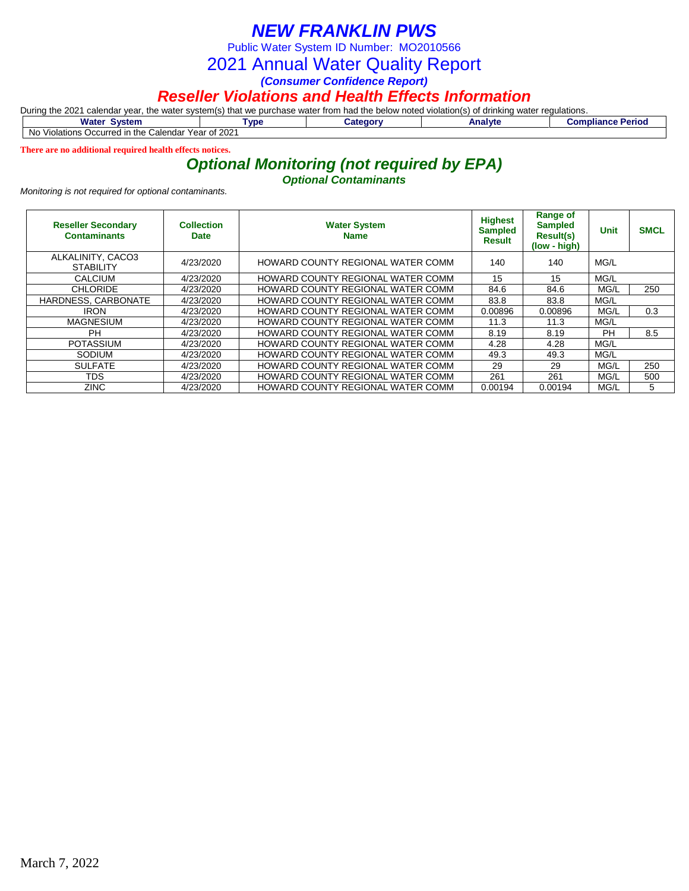# NEW FRANKLIN PWS

Public Water System ID Number: MO2010566

## 2021 Annual Water Quality Report

***(Consumer Confidence Report)***

## *Reseller Violations and Health Effects Information*

During the 2021 calendar year, the water system(s) that we purchase water from had the below noted violation(s) of drinking water regulations.

| Water System | Type | Category | Analyte | Compliance Period |
|---|---|---|---|---|
| No Violations Occurred in the Calendar Year of 2021 | | | | |

**There are no additional required health effects notices.**

## *Optional Monitoring (not required by EPA)*

***Optional Contaminants***

*Monitoring is not required for optional contaminants.*

| Reseller Secondary Contaminants | Collection Date | Water System Name | Highest Sampled Result | Range of Sampled Result(s) (low - high) | Unit | SMCL |
|---|---|---|---|---|---|---|
| ALKALINITY, CACO3 STABILITY | 4/23/2020 | HOWARD COUNTY REGIONAL WATER COMM | 140 | 140 | MG/L | |
| CALCIUM | 4/23/2020 | HOWARD COUNTY REGIONAL WATER COMM | 15 | 15 | MG/L | |
| CHLORIDE | 4/23/2020 | HOWARD COUNTY REGIONAL WATER COMM | 84.6 | 84.6 | MG/L | 250 |
| HARDNESS, CARBONATE | 4/23/2020 | HOWARD COUNTY REGIONAL WATER COMM | 83.8 | 83.8 | MG/L | |
| IRON | 4/23/2020 | HOWARD COUNTY REGIONAL WATER COMM | 0.00896 | 0.00896 | MG/L | 0.3 |
| MAGNESIUM | 4/23/2020 | HOWARD COUNTY REGIONAL WATER COMM | 11.3 | 11.3 | MG/L | |
| PH | 4/23/2020 | HOWARD COUNTY REGIONAL WATER COMM | 8.19 | 8.19 | PH | 8.5 |
| POTASSIUM | 4/23/2020 | HOWARD COUNTY REGIONAL WATER COMM | 4.28 | 4.28 | MG/L | |
| SODIUM | 4/23/2020 | HOWARD COUNTY REGIONAL WATER COMM | 49.3 | 49.3 | MG/L | |
| SULFATE | 4/23/2020 | HOWARD COUNTY REGIONAL WATER COMM | 29 | 29 | MG/L | 250 |
| TDS | 4/23/2020 | HOWARD COUNTY REGIONAL WATER COMM | 261 | 261 | MG/L | 500 |
| ZINC | 4/23/2020 | HOWARD COUNTY REGIONAL WATER COMM | 0.00194 | 0.00194 | MG/L | 5 |

March 7, 2022